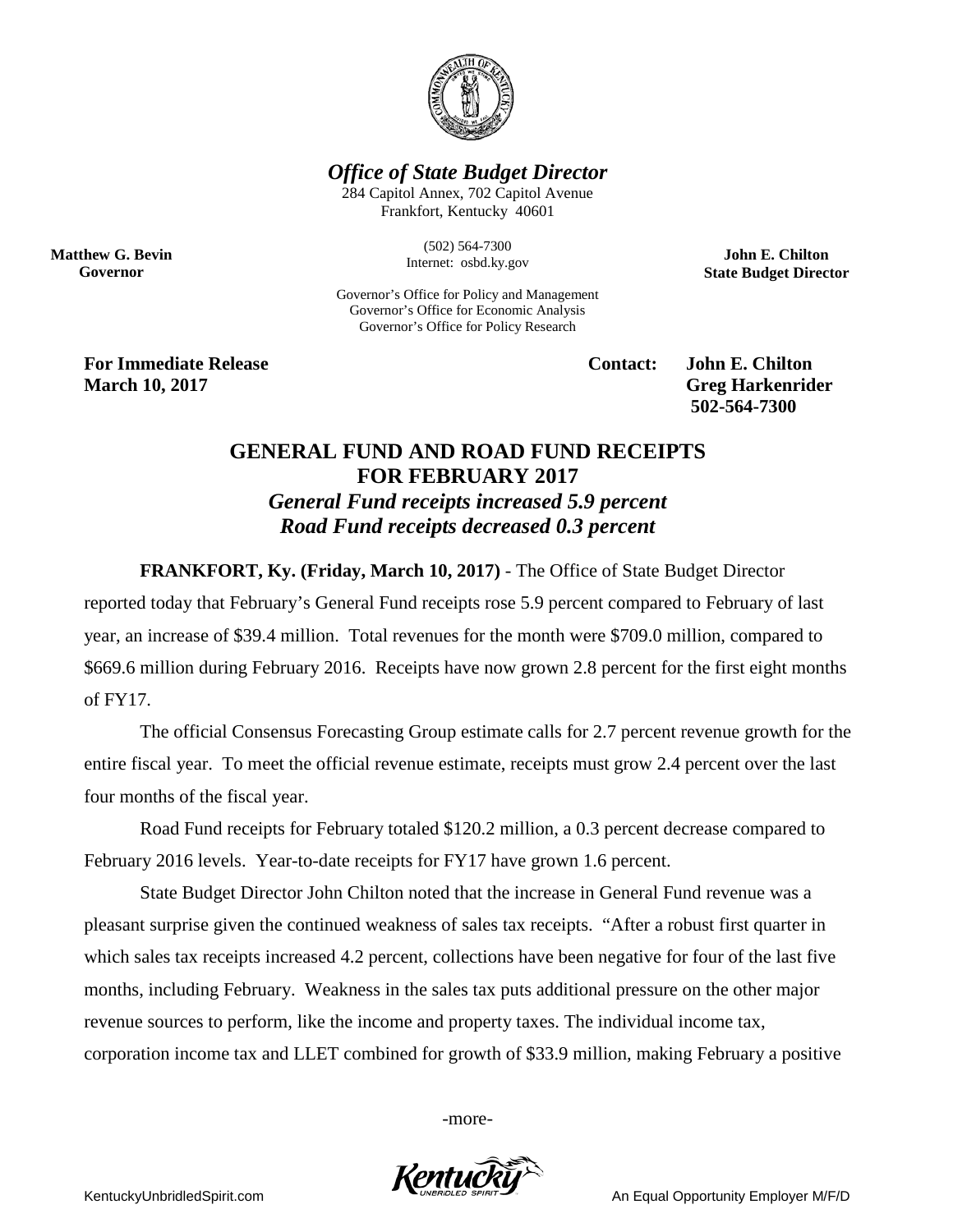***Office of State Budget Director***

284 Capitol Annex, 702 Capitol Avenue
Frankfort, Kentucky 40601

(502) 564-7300
Internet: osbd.ky.gov

Governor's Office for Policy and Management
Governor's Office for Economic Analysis
Governor's Office for Policy Research

**Matthew G. Bevin**
**Governor**

**John E. Chilton**
**State Budget Director**

**For Immediate Release**
**March 10, 2017**

**Contact: John E. Chilton**
**Greg Harkenrider**
**502-564-7300**

## GENERAL FUND AND ROAD FUND RECEIPTS FOR FEBRUARY 2017

### *General Fund receipts increased 5.9 percent*
### *Road Fund receipts decreased 0.3 percent*

**FRANKFORT, Ky. (Friday, March 10, 2017)** - The Office of State Budget Director reported today that February's General Fund receipts rose 5.9 percent compared to February of last year, an increase of $39.4 million. Total revenues for the month were $709.0 million, compared to $669.6 million during February 2016. Receipts have now grown 2.8 percent for the first eight months of FY17.

The official Consensus Forecasting Group estimate calls for 2.7 percent revenue growth for the entire fiscal year. To meet the official revenue estimate, receipts must grow 2.4 percent over the last four months of the fiscal year.

Road Fund receipts for February totaled $120.2 million, a 0.3 percent decrease compared to February 2016 levels. Year-to-date receipts for FY17 have grown 1.6 percent.

State Budget Director John Chilton noted that the increase in General Fund revenue was a pleasant surprise given the continued weakness of sales tax receipts. "After a robust first quarter in which sales tax receipts increased 4.2 percent, collections have been negative for four of the last five months, including February. Weakness in the sales tax puts additional pressure on the other major revenue sources to perform, like the income and property taxes. The individual income tax, corporation income tax and LLET combined for growth of $33.9 million, making February a positive

-more-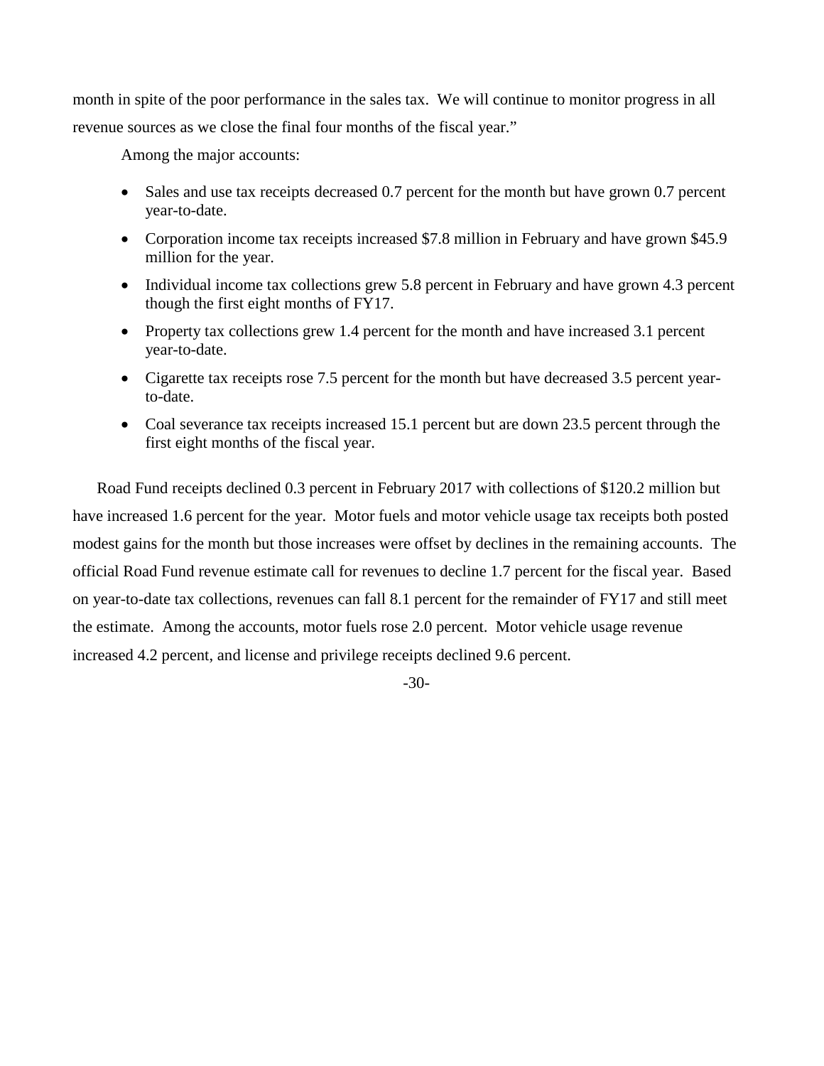month in spite of the poor performance in the sales tax. We will continue to monitor progress in all revenue sources as we close the final four months of the fiscal year."

Among the major accounts:

- Sales and use tax receipts decreased 0.7 percent for the month but have grown 0.7 percent year-to-date.
- Corporation income tax receipts increased $7.8 million in February and have grown $45.9 million for the year.
- Individual income tax collections grew 5.8 percent in February and have grown 4.3 percent though the first eight months of FY17.
- Property tax collections grew 1.4 percent for the month and have increased 3.1 percent year-to-date.
- Cigarette tax receipts rose 7.5 percent for the month but have decreased 3.5 percent year-to-date.
- Coal severance tax receipts increased 15.1 percent but are down 23.5 percent through the first eight months of the fiscal year.

Road Fund receipts declined 0.3 percent in February 2017 with collections of $120.2 million but have increased 1.6 percent for the year. Motor fuels and motor vehicle usage tax receipts both posted modest gains for the month but those increases were offset by declines in the remaining accounts. The official Road Fund revenue estimate call for revenues to decline 1.7 percent for the fiscal year. Based on year-to-date tax collections, revenues can fall 8.1 percent for the remainder of FY17 and still meet the estimate. Among the accounts, motor fuels rose 2.0 percent. Motor vehicle usage revenue increased 4.2 percent, and license and privilege receipts declined 9.6 percent.

-30-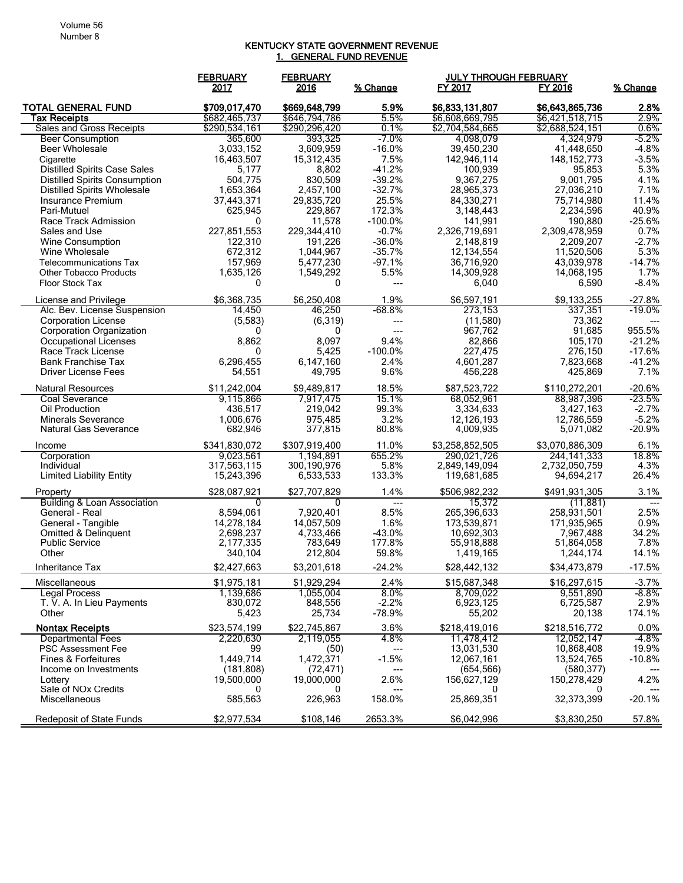# KENTUCKY STATE GOVERNMENT REVENUE

## 1. GENERAL FUND REVENUE

| | FEBRUARY 2017 | FEBRUARY 2016 | % Change | JULY THROUGH FEBRUARY FY 2017 | FY 2016 | % Change |
|---|---|---|---|---|---|---|
| **TOTAL GENERAL FUND** | **$709,017,470** | **$669,648,799** | **5.9%** | **$6,833,131,807** | **$6,643,865,736** | **2.8%** |
| **Tax Receipts** | $682,465,737 | $646,794,786 | 5.5% | $6,608,669,795 | $6,421,518,715 | 2.9% |
| Sales and Gross Receipts | $290,534,161 | $290,296,420 | 0.1% | $2,704,584,665 | $2,688,524,151 | 0.6% |
| Beer Consumption | 365,600 | 393,325 | -7.0% | 4,098,079 | 4,324,979 | -5.2% |
| Beer Wholesale | 3,033,152 | 3,609,959 | -16.0% | 39,450,230 | 41,448,650 | -4.8% |
| Cigarette | 16,463,507 | 15,312,435 | 7.5% | 142,946,114 | 148,152,773 | -3.5% |
| Distilled Spirits Case Sales | 5,177 | 8,802 | -41.2% | 100,939 | 95,853 | 5.3% |
| Distilled Spirits Consumption | 504,775 | 830,509 | -39.2% | 9,367,275 | 9,001,795 | 4.1% |
| Distilled Spirits Wholesale | 1,653,364 | 2,457,100 | -32.7% | 28,965,373 | 27,036,210 | 7.1% |
| Insurance Premium | 37,443,371 | 29,835,720 | 25.5% | 84,330,271 | 75,714,980 | 11.4% |
| Pari-Mutuel | 625,945 | 229,867 | 172.3% | 3,148,443 | 2,234,596 | 40.9% |
| Race Track Admission | 0 | 11,578 | -100.0% | 141,991 | 190,880 | -25.6% |
| Sales and Use | 227,851,553 | 229,344,410 | -0.7% | 2,326,719,691 | 2,309,478,959 | 0.7% |
| Wine Consumption | 122,310 | 191,226 | -36.0% | 2,148,819 | 2,209,207 | -2.7% |
| Wine Wholesale | 672,312 | 1,044,967 | -35.7% | 12,134,554 | 11,520,506 | 5.3% |
| Telecommunications Tax | 157,969 | 5,477,230 | -97.1% | 36,716,920 | 43,039,978 | -14.7% |
| Other Tobacco Products | 1,635,126 | 1,549,292 | 5.5% | 14,309,928 | 14,068,195 | 1.7% |
| Floor Stock Tax | 0 | 0 | --- | 6,040 | 6,590 | -8.4% |
| License and Privilege | $6,368,735 | $6,250,408 | 1.9% | $6,597,191 | $9,133,255 | -27.8% |
| Alc. Bev. License Suspension | 14,450 | 46,250 | -68.8% | 273,153 | 337,351 | -19.0% |
| Corporation License | (5,583) | (6,319) | --- | (11,580) | 73,362 | --- |
| Corporation Organization | 0 | 0 | --- | 967,762 | 91,685 | 955.5% |
| Occupational Licenses | 8,862 | 8,097 | 9.4% | 82,866 | 105,170 | -21.2% |
| Race Track License | 0 | 5,425 | -100.0% | 227,475 | 276,150 | -17.6% |
| Bank Franchise Tax | 6,296,455 | 6,147,160 | 2.4% | 4,601,287 | 7,823,668 | -41.2% |
| Driver License Fees | 54,551 | 49,795 | 9.6% | 456,228 | 425,869 | 7.1% |
| Natural Resources | $11,242,004 | $9,489,817 | 18.5% | $87,523,722 | $110,272,201 | -20.6% |
| Coal Severance | 9,115,866 | 7,917,475 | 15.1% | 68,052,961 | 88,987,396 | -23.5% |
| Oil Production | 436,517 | 219,042 | 99.3% | 3,334,633 | 3,427,163 | -2.7% |
| Minerals Severance | 1,006,676 | 975,485 | 3.2% | 12,126,193 | 12,786,559 | -5.2% |
| Natural Gas Severance | 682,946 | 377,815 | 80.8% | 4,009,935 | 5,071,082 | -20.9% |
| Income | $341,830,072 | $307,919,400 | 11.0% | $3,258,852,505 | $3,070,886,309 | 6.1% |
| Corporation | 9,023,561 | 1,194,891 | 655.2% | 290,021,726 | 244,141,333 | 18.8% |
| Individual | 317,563,115 | 300,190,976 | 5.8% | 2,849,149,094 | 2,732,050,759 | 4.3% |
| Limited Liability Entity | 15,243,396 | 6,533,533 | 133.3% | 119,681,685 | 94,694,217 | 26.4% |
| Property | $28,087,921 | $27,707,829 | 1.4% | $506,982,232 | $491,931,305 | 3.1% |
| Building & Loan Association | 0 | 0 | --- | 15,372 | (11,881) | --- |
| General - Real | 8,594,061 | 7,920,401 | 8.5% | 265,396,633 | 258,931,501 | 2.5% |
| General - Tangible | 14,278,184 | 14,057,509 | 1.6% | 173,539,871 | 171,935,965 | 0.9% |
| Omitted & Delinquent | 2,698,237 | 4,733,466 | -43.0% | 10,692,303 | 7,967,488 | 34.2% |
| Public Service | 2,177,335 | 783,649 | 177.8% | 55,918,888 | 51,864,058 | 7.8% |
| Other | 340,104 | 212,804 | 59.8% | 1,419,165 | 1,244,174 | 14.1% |
| Inheritance Tax | $2,427,663 | $3,201,618 | -24.2% | $28,442,132 | $34,473,879 | -17.5% |
| Miscellaneous | $1,975,181 | $1,929,294 | 2.4% | $15,687,348 | $16,297,615 | -3.7% |
| Legal Process | 1,139,686 | 1,055,004 | 8.0% | 8,709,022 | 9,551,890 | -8.8% |
| T. V. A. In Lieu Payments | 830,072 | 848,556 | -2.2% | 6,923,125 | 6,725,587 | 2.9% |
| Other | 5,423 | 25,734 | -78.9% | 55,202 | 20,138 | 174.1% |
| **Nontax Receipts** | $23,574,199 | $22,745,867 | 3.6% | $218,419,016 | $218,516,772 | 0.0% |
| Departmental Fees | 2,220,630 | 2,119,055 | 4.8% | 11,478,412 | 12,052,147 | -4.8% |
| PSC Assessment Fee | 99 | (50) | --- | 13,031,530 | 10,868,408 | 19.9% |
| Fines & Forfeitures | 1,449,714 | 1,472,371 | -1.5% | 12,067,161 | 13,524,765 | -10.8% |
| Income on Investments | (181,808) | (72,471) | --- | (654,566) | (580,377) | --- |
| Lottery | 19,500,000 | 19,000,000 | 2.6% | 156,627,129 | 150,278,429 | 4.2% |
| Sale of NOx Credits | 0 | 0 | --- | 0 | 0 | --- |
| Miscellaneous | 585,563 | 226,963 | 158.0% | 25,869,351 | 32,373,399 | -20.1% |
| Redeposit of State Funds | $2,977,534 | $108,146 | 2653.3% | $6,042,996 | $3,830,250 | 57.8% |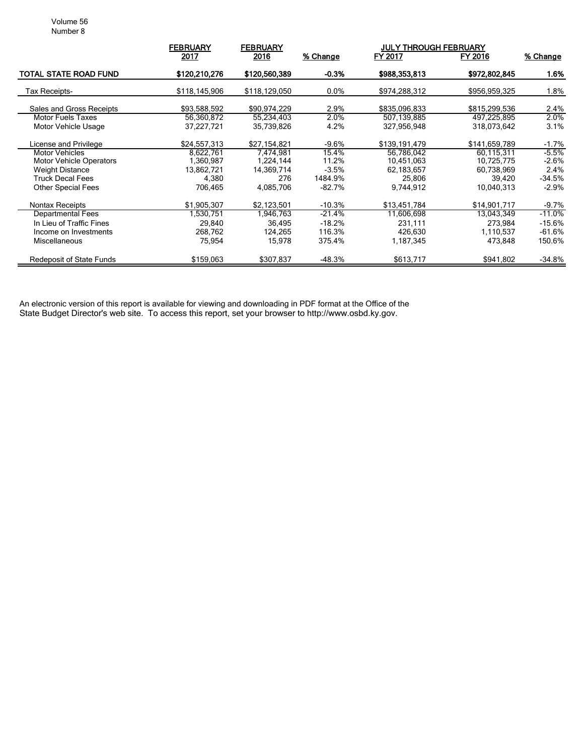| | FEBRUARY 2017 | FEBRUARY 2016 | % Change | JULY THROUGH FEBRUARY FY 2017 | FY 2016 | % Change |
|---|---|---|---|---|---|---|
| **TOTAL STATE ROAD FUND** | **$120,210,276** | **$120,560,389** | **-0.3%** | **$988,353,813** | **$972,802,845** | **1.6%** |
| Tax Receipts- | $118,145,906 | $118,129,050 | 0.0% | $974,288,312 | $956,959,325 | 1.8% |
| Sales and Gross Receipts | $93,588,592 | $90,974,229 | 2.9% | $835,096,833 | $815,299,536 | 2.4% |
| Motor Fuels Taxes | 56,360,872 | 55,234,403 | 2.0% | 507,139,885 | 497,225,895 | 2.0% |
| Motor Vehicle Usage | 37,227,721 | 35,739,826 | 4.2% | 327,956,948 | 318,073,642 | 3.1% |
| License and Privilege | $24,557,313 | $27,154,821 | -9.6% | $139,191,479 | $141,659,789 | -1.7% |
| Motor Vehicles | 8,622,761 | 7,474,981 | 15.4% | 56,786,042 | 60,115,311 | -5.5% |
| Motor Vehicle Operators | 1,360,987 | 1,224,144 | 11.2% | 10,451,063 | 10,725,775 | -2.6% |
| Weight Distance | 13,862,721 | 14,369,714 | -3.5% | 62,183,657 | 60,738,969 | 2.4% |
| Truck Decal Fees | 4,380 | 276 | 1484.9% | 25,806 | 39,420 | -34.5% |
| Other Special Fees | 706,465 | 4,085,706 | -82.7% | 9,744,912 | 10,040,313 | -2.9% |
| Nontax Receipts | $1,905,307 | $2,123,501 | -10.3% | $13,451,784 | $14,901,717 | -9.7% |
| Departmental Fees | 1,530,751 | 1,946,763 | -21.4% | 11,606,698 | 13,043,349 | -11.0% |
| In Lieu of Traffic Fines | 29,840 | 36,495 | -18.2% | 231,111 | 273,984 | -15.6% |
| Income on Investments | 268,762 | 124,265 | 116.3% | 426,630 | 1,110,537 | -61.6% |
| Miscellaneous | 75,954 | 15,978 | 375.4% | 1,187,345 | 473,848 | 150.6% |
| Redeposit of State Funds | $159,063 | $307,837 | -48.3% | $613,717 | $941,802 | -34.8% |

An electronic version of this report is available for viewing and downloading in PDF format at the Office of the State Budget Director's web site. To access this report, set your browser to http://www.osbd.ky.gov.